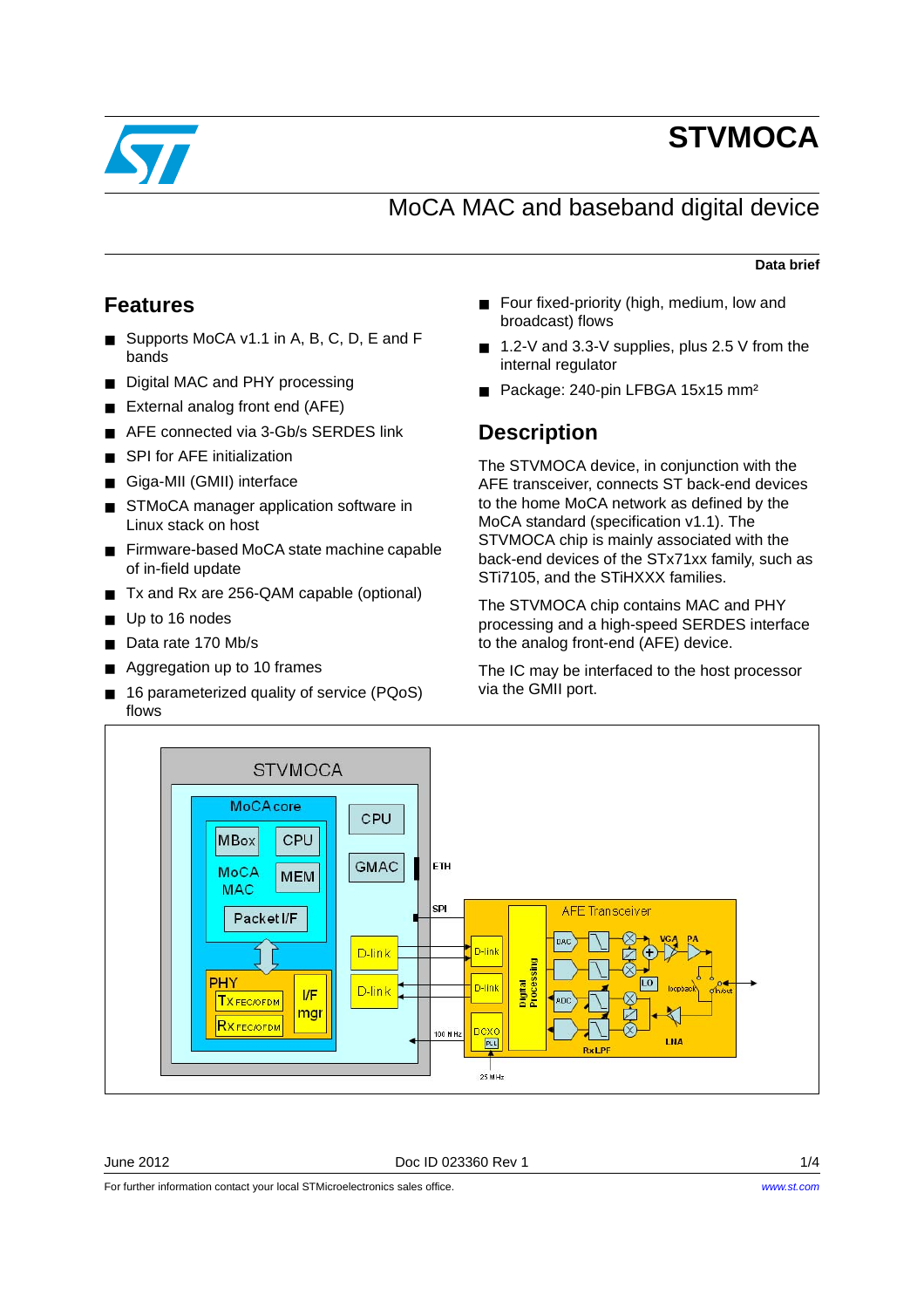# STVMOCA

## MoCA MAC and baseband digital device

**Data brief**

## Features

- Supports MoCA v1.1 in A, B, C, D, E and F bands
- Digital MAC and PHY processing
- External analog front end (AFE)
- AFE connected via 3-Gb/s SERDES link
- SPI for AFE initialization
- Giga-MII (GMII) interface
- STMoCA manager application software in Linux stack on host
- Firmware-based MoCA state machine capable of in-field update
- Tx and Rx are 256-QAM capable (optional)
- Up to 16 nodes
- Data rate 170 Mb/s
- Aggregation up to 10 frames
- 16 parameterized quality of service (PQoS) flows
- Four fixed-priority (high, medium, low and broadcast) flows
- 1.2-V and 3.3-V supplies, plus 2.5 V from the internal regulator
- Package: 240-pin LFBGA 15x15 mm²

## Description

The STVMOCA device, in conjunction with the AFE transceiver, connects ST back-end devices to the home MoCA network as defined by the MoCA standard (specification v1.1). The STVMOCA chip is mainly associated with the back-end devices of the STx71xx family, such as STi7105, and the STiHXXX families.

The STVMOCA chip contains MAC and PHY processing and a high-speed SERDES interface to the analog front-end (AFE) device.

The IC may be interfaced to the host processor via the GMII port.

June 2012 Doc ID 023360 Rev 1

For further information contact your local STMicroelectronics sales office. www.st.com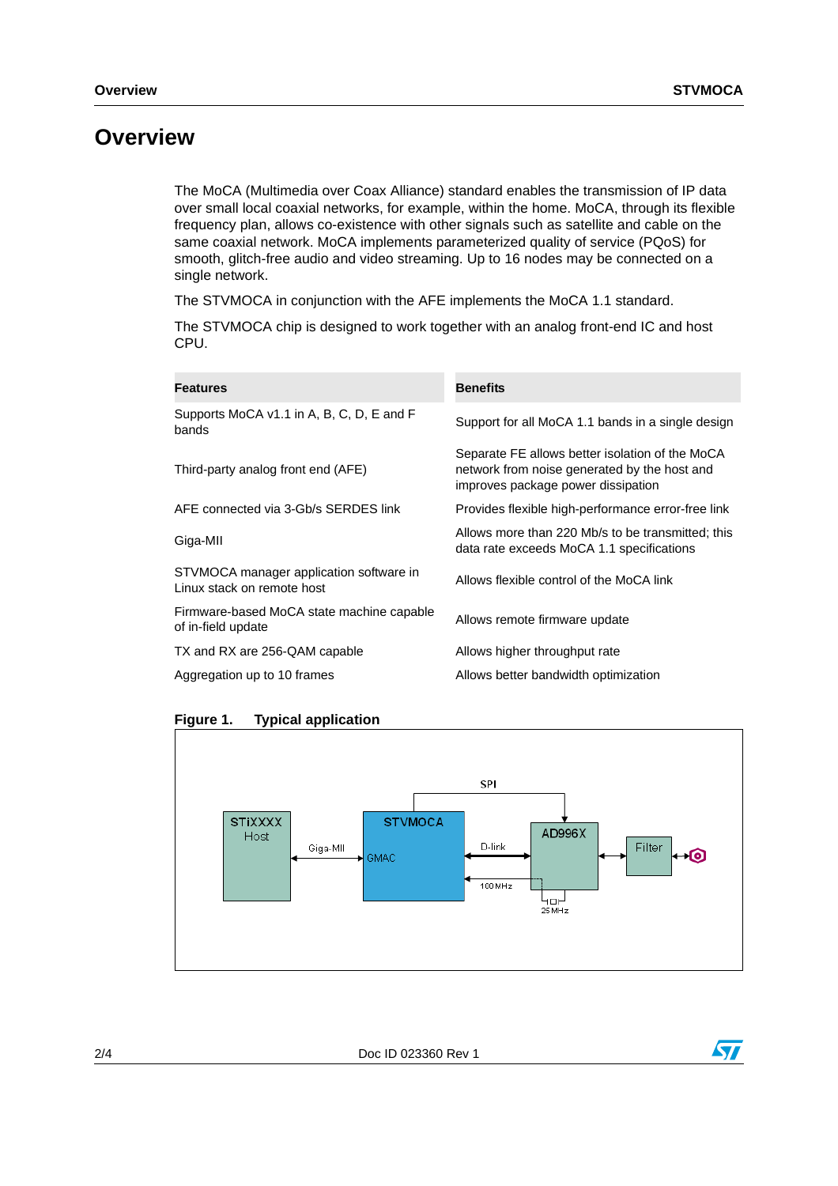# Overview

The MoCA (Multimedia over Coax Alliance) standard enables the transmission of IP data over small local coaxial networks, for example, within the home. MoCA, through its flexible frequency plan, allows co-existence with other signals such as satellite and cable on the same coaxial network. MoCA implements parameterized quality of service (PQoS) for smooth, glitch-free audio and video streaming. Up to 16 nodes may be connected on a single network.

The STVMOCA in conjunction with the AFE implements the MoCA 1.1 standard.

The STVMOCA chip is designed to work together with an analog front-end IC and host CPU.

| Features | Benefits |
| --- | --- |
| Supports MoCA v1.1 in A, B, C, D, E and F bands | Support for all MoCA 1.1 bands in a single design |
| Third-party analog front end (AFE) | Separate FE allows better isolation of the MoCA network from noise generated by the host and improves package power dissipation |
| AFE connected via 3-Gb/s SERDES link | Provides flexible high-performance error-free link |
| Giga-MII | Allows more than 220 Mb/s to be transmitted; this data rate exceeds MoCA 1.1 specifications |
| STVMOCA manager application software in Linux stack on remote host | Allows flexible control of the MoCA link |
| Firmware-based MoCA state machine capable of in-field update | Allows remote firmware update |
| TX and RX are 256-QAM capable | Allows higher throughput rate |
| Aggregation up to 10 frames | Allows better bandwidth optimization |

**Figure 1. Typical application**

STiXXXX Host — Giga-MII — STVMOCA (GMAC) — SPI / D-link / 100 MHz — AD996X (25 MHz) — Filter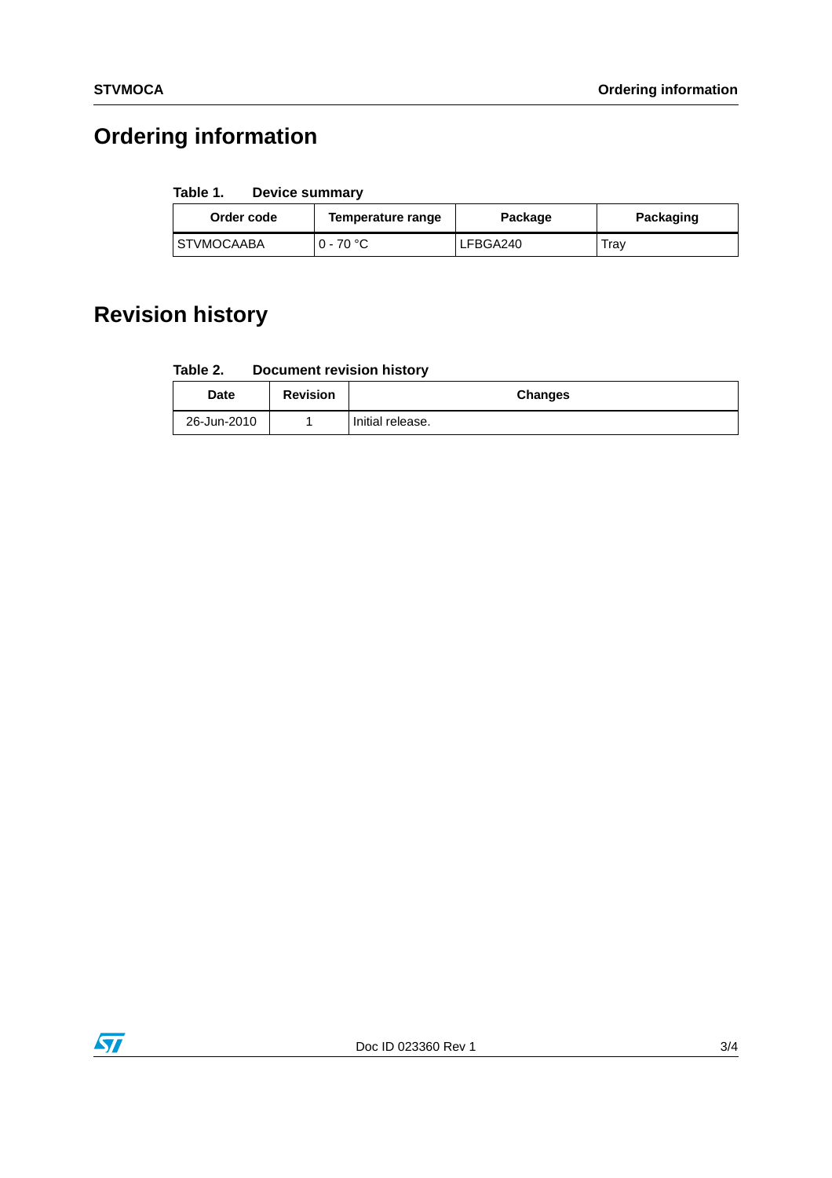# Ordering information

**Table 1. Device summary**

| Order code | Temperature range | Package | Packaging |
|---|---|---|---|
| STVMOCAABA | 0 - 70 °C | LFBGA240 | Tray |

# Revision history

**Table 2. Document revision history**

| Date | Revision | Changes |
|---|---|---|
| 26-Jun-2010 | 1 | Initial release. |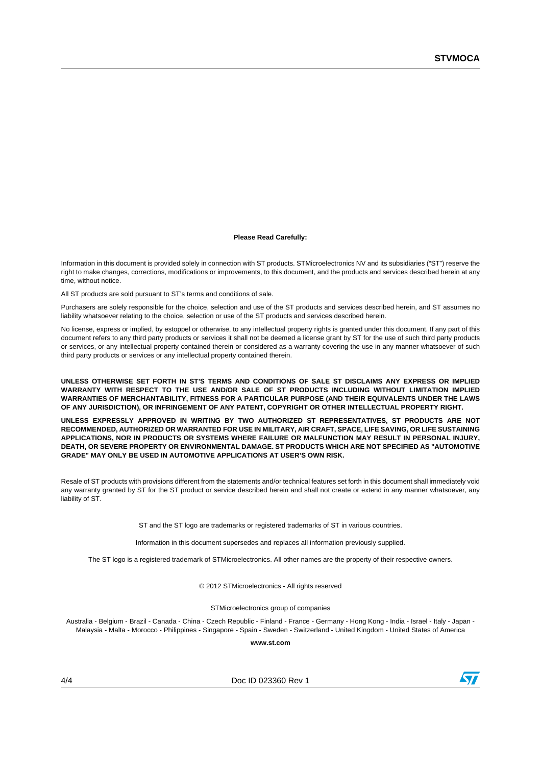**Please Read Carefully:**

Information in this document is provided solely in connection with ST products. STMicroelectronics NV and its subsidiaries ("ST") reserve the right to make changes, corrections, modifications or improvements, to this document, and the products and services described herein at any time, without notice.

All ST products are sold pursuant to ST's terms and conditions of sale.

Purchasers are solely responsible for the choice, selection and use of the ST products and services described herein, and ST assumes no liability whatsoever relating to the choice, selection or use of the ST products and services described herein.

No license, express or implied, by estoppel or otherwise, to any intellectual property rights is granted under this document. If any part of this document refers to any third party products or services it shall not be deemed a license grant by ST for the use of such third party products or services, or any intellectual property contained therein or considered as a warranty covering the use in any manner whatsoever of such third party products or services or any intellectual property contained therein.

**UNLESS OTHERWISE SET FORTH IN ST'S TERMS AND CONDITIONS OF SALE ST DISCLAIMS ANY EXPRESS OR IMPLIED WARRANTY WITH RESPECT TO THE USE AND/OR SALE OF ST PRODUCTS INCLUDING WITHOUT LIMITATION IMPLIED WARRANTIES OF MERCHANTABILITY, FITNESS FOR A PARTICULAR PURPOSE (AND THEIR EQUIVALENTS UNDER THE LAWS OF ANY JURISDICTION), OR INFRINGEMENT OF ANY PATENT, COPYRIGHT OR OTHER INTELLECTUAL PROPERTY RIGHT.**

**UNLESS EXPRESSLY APPROVED IN WRITING BY TWO AUTHORIZED ST REPRESENTATIVES, ST PRODUCTS ARE NOT RECOMMENDED, AUTHORIZED OR WARRANTED FOR USE IN MILITARY, AIR CRAFT, SPACE, LIFE SAVING, OR LIFE SUSTAINING APPLICATIONS, NOR IN PRODUCTS OR SYSTEMS WHERE FAILURE OR MALFUNCTION MAY RESULT IN PERSONAL INJURY, DEATH, OR SEVERE PROPERTY OR ENVIRONMENTAL DAMAGE. ST PRODUCTS WHICH ARE NOT SPECIFIED AS "AUTOMOTIVE GRADE" MAY ONLY BE USED IN AUTOMOTIVE APPLICATIONS AT USER'S OWN RISK.**

Resale of ST products with provisions different from the statements and/or technical features set forth in this document shall immediately void any warranty granted by ST for the ST product or service described herein and shall not create or extend in any manner whatsoever, any liability of ST.

ST and the ST logo are trademarks or registered trademarks of ST in various countries.

Information in this document supersedes and replaces all information previously supplied.

The ST logo is a registered trademark of STMicroelectronics. All other names are the property of their respective owners.

© 2012 STMicroelectronics - All rights reserved

STMicroelectronics group of companies

Australia - Belgium - Brazil - Canada - China - Czech Republic - Finland - France - Germany - Hong Kong - India - Israel - Italy - Japan - Malaysia - Malta - Morocco - Philippines - Singapore - Spain - Sweden - Switzerland - United Kingdom - United States of America

**www.st.com**